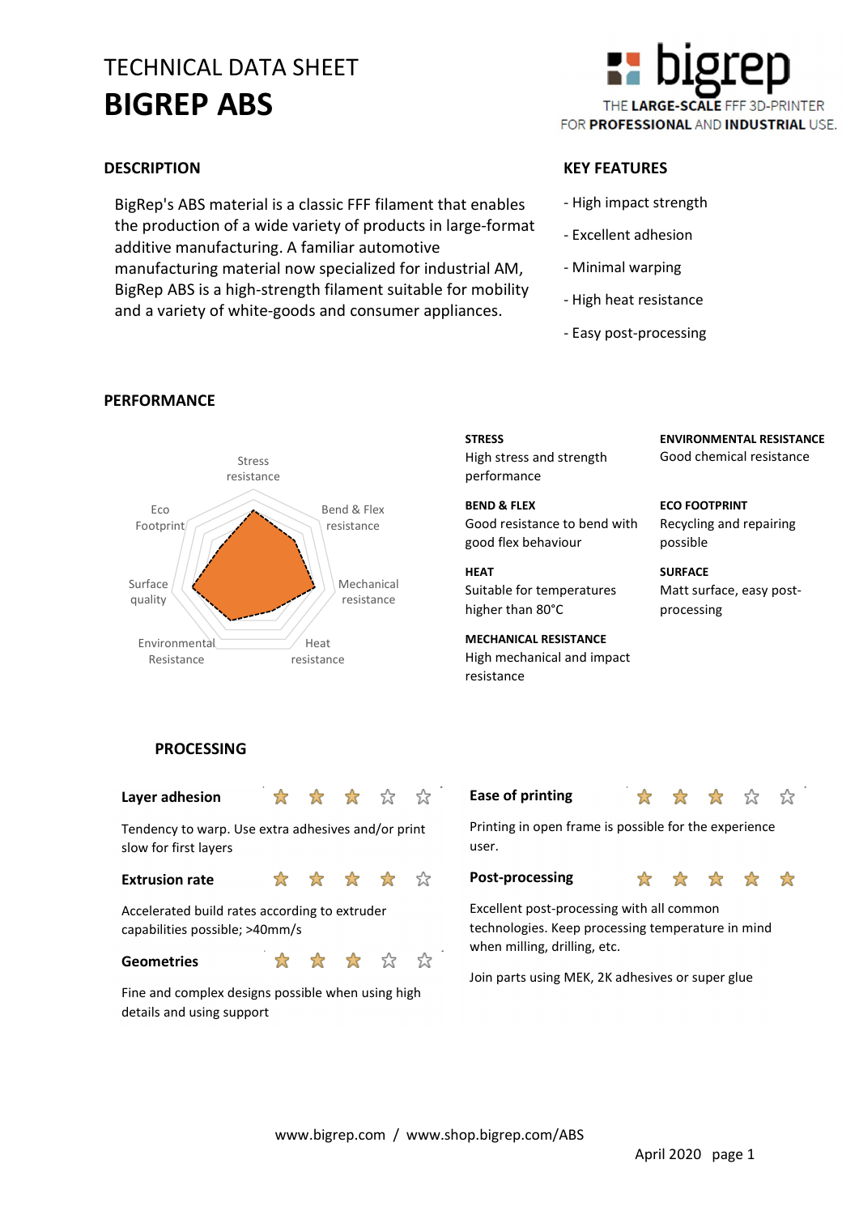# TECHNICAL DATA SHEET
# BIGREP ABS

THE LARGE-SCALE FFF 3D-PRINTER FOR PROFESSIONAL AND INDUSTRIAL USE.

## DESCRIPTION

BigRep's ABS material is a classic FFF filament that enables the production of a wide variety of products in large-format additive manufacturing. A familiar automotive manufacturing material now specialized for industrial AM, BigRep ABS is a high-strength filament suitable for mobility and a variety of white-goods and consumer appliances.

## KEY FEATURES

- High impact strength
- Excellent adhesion
- Minimal warping
- High heat resistance
- Easy post-processing

## PERFORMANCE

Stress resistance, Bend & Flex resistance, Mechanical resistance, Heat resistance, Environmental Resistance, Surface quality, Eco Footprint

**STRESS**
High stress and strength performance

**BEND & FLEX**
Good resistance to bend with good flex behaviour

**HEAT**
Suitable for temperatures higher than 80°C

**MECHANICAL RESISTANCE**
High mechanical and impact resistance

**ENVIRONMENTAL RESISTANCE**
Good chemical resistance

**ECO FOOTPRINT**
Recycling and repairing possible

**SURFACE**
Matt surface, easy post-processing

## PROCESSING

**Layer adhesion** ★★★☆☆

Tendency to warp. Use extra adhesives and/or print slow for first layers

**Extrusion rate** ★★★★☆

Accelerated build rates according to extruder capabilities possible; >40mm/s

**Geometries** ★★★☆☆

Fine and complex designs possible when using high details and using support

**Ease of printing** ★★★☆☆

Printing in open frame is possible for the experience user.

**Post-processing** ★★★★★

Excellent post-processing with all common technologies. Keep processing temperature in mind when milling, drilling, etc.

Join parts using MEK, 2K adhesives or super glue

www.bigrep.com / www.shop.bigrep.com/ABS

April 2020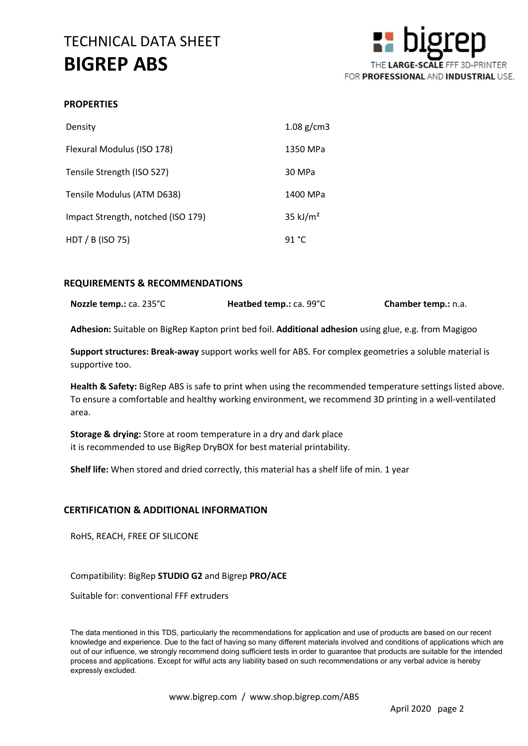# TECHNICAL DATA SHEET

# BIGREP ABS

THE **LARGE-SCALE** FFF 3D-PRINTER FOR **PROFESSIONAL** AND **INDUSTRIAL** USE.

## PROPERTIES

| | |
|---|---|
| Density | 1.08 g/cm3 |
| Flexural Modulus (ISO 178) | 1350 MPa |
| Tensile Strength (ISO 527) | 30 MPa |
| Tensile Modulus (ATM D638) | 1400 MPa |
| Impact Strength, notched (ISO 179) | 35 kJ/m² |
| HDT / B (ISO 75) | 91 °C |

## REQUIREMENTS & RECOMMENDATIONS

**Nozzle temp.:** ca. 235°C **Heatbed temp.:** ca. 99°C **Chamber temp.:** n.a.

**Adhesion:** Suitable on BigRep Kapton print bed foil. **Additional adhesion** using glue, e.g. from Magigoo

**Support structures: Break-away** support works well for ABS. For complex geometries a soluble material is supportive too.

**Health & Safety:** BigRep ABS is safe to print when using the recommended temperature settings listed above. To ensure a comfortable and healthy working environment, we recommend 3D printing in a well-ventilated area.

**Storage & drying:** Store at room temperature in a dry and dark place
it is recommended to use BigRep DryBOX for best material printability.

**Shelf life:** When stored and dried correctly, this material has a shelf life of min. 1 year

## CERTIFICATION & ADDITIONAL INFORMATION

RoHS, REACH, FREE OF SILICONE

Compatibility: BigRep **STUDIO G2** and Bigrep **PRO/ACE**

Suitable for: conventional FFF extruders

The data mentioned in this TDS, particularly the recommendations for application and use of products are based on our recent knowledge and experience. Due to the fact of having so many different materials involved and conditions of applications which are out of our influence, we strongly recommend doing sufficient tests in order to guarantee that products are suitable for the intended process and applications. Except for wilful acts any liability based on such recommendations or any verbal advice is hereby expressly excluded.

www.bigrep.com / www.shop.bigrep.com/ABS

April 2020